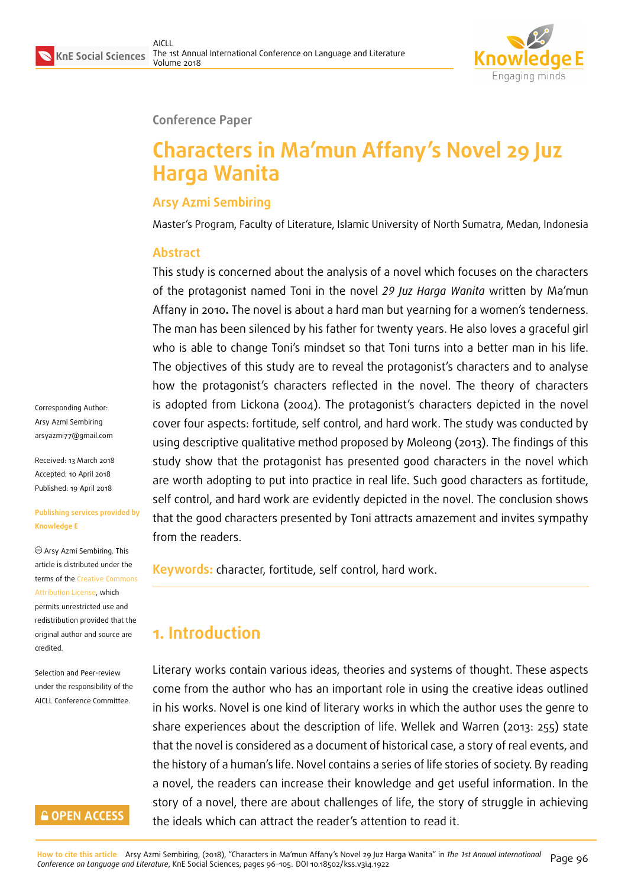Conference Paper

# Characters in Ma'mun Affany's Novel 29 Juz Harga Wanita

## Arsy Azmi Sembiring

Master's Program, Faculty of Literature, Islamic University of North Sumatra, Medan, Indonesia

Corresponding Author:
Arsy Azmi Sembiring
arsyazmi77@gmail.com

Received: 13 March 2018
Accepted: 10 April 2018
Published: 19 April 2018

**Publishing services provided by Knowledge E**

© Arsy Azmi Sembiring. This article is distributed under the terms of the Creative Commons Attribution License, which permits unrestricted use and redistribution provided that the original author and source are credited.

Selection and Peer-review under the responsibility of the AICLL Conference Committee.

## Abstract

This study is concerned about the analysis of a novel which focuses on the characters of the protagonist named Toni in the novel *29 Juz Harga Wanita* written by Ma'mun Affany in 2010**.** The novel is about a hard man but yearning for a women's tenderness. The man has been silenced by his father for twenty years. He also loves a graceful girl who is able to change Toni's mindset so that Toni turns into a better man in his life. The objectives of this study are to reveal the protagonist's characters and to analyse how the protagonist's characters reflected in the novel. The theory of characters is adopted from Lickona (2004). The protagonist's characters depicted in the novel cover four aspects: fortitude, self control, and hard work. The study was conducted by using descriptive qualitative method proposed by Moleong (2013). The findings of this study show that the protagonist has presented good characters in the novel which are worth adopting to put into practice in real life. Such good characters as fortitude, self control, and hard work are evidently depicted in the novel. The conclusion shows that the good characters presented by Toni attracts amazement and invites sympathy from the readers.

**Keywords:** character, fortitude, self control, hard work.

## 1. Introduction

Literary works contain various ideas, theories and systems of thought. These aspects come from the author who has an important role in using the creative ideas outlined in his works. Novel is one kind of literary works in which the author uses the genre to share experiences about the description of life. Wellek and Warren (2013: 255) state that the novel is considered as a document of historical case, a story of real events, and the history of a human's life. Novel contains a series of life stories of society. By reading a novel, the readers can increase their knowledge and get useful information. In the story of a novel, there are about challenges of life, the story of struggle in achieving the ideals which can attract the reader's attention to read it.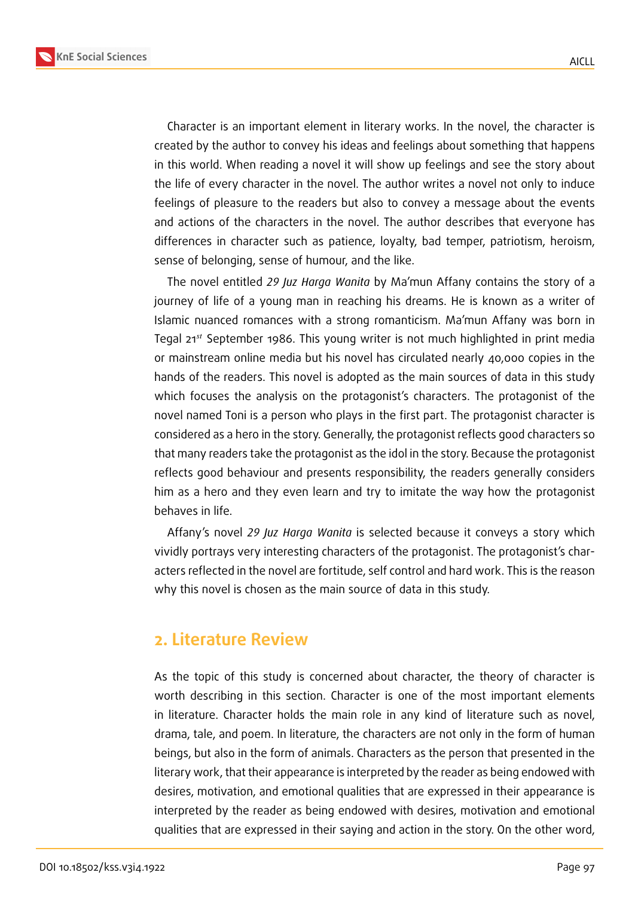Character is an important element in literary works. In the novel, the character is created by the author to convey his ideas and feelings about something that happens in this world. When reading a novel it will show up feelings and see the story about the life of every character in the novel. The author writes a novel not only to induce feelings of pleasure to the readers but also to convey a message about the events and actions of the characters in the novel. The author describes that everyone has differences in character such as patience, loyalty, bad temper, patriotism, heroism, sense of belonging, sense of humour, and the like.

The novel entitled *29 Juz Harga Wanita* by Ma'mun Affany contains the story of a journey of life of a young man in reaching his dreams. He is known as a writer of Islamic nuanced romances with a strong romanticism. Ma'mun Affany was born in Tegal 21st September 1986. This young writer is not much highlighted in print media or mainstream online media but his novel has circulated nearly 40,000 copies in the hands of the readers. This novel is adopted as the main sources of data in this study which focuses the analysis on the protagonist's characters. The protagonist of the novel named Toni is a person who plays in the first part. The protagonist character is considered as a hero in the story. Generally, the protagonist reflects good characters so that many readers take the protagonist as the idol in the story. Because the protagonist reflects good behaviour and presents responsibility, the readers generally considers him as a hero and they even learn and try to imitate the way how the protagonist behaves in life.

Affany's novel *29 Juz Harga Wanita* is selected because it conveys a story which vividly portrays very interesting characters of the protagonist. The protagonist's characters reflected in the novel are fortitude, self control and hard work. This is the reason why this novel is chosen as the main source of data in this study.

## 2. Literature Review

As the topic of this study is concerned about character, the theory of character is worth describing in this section. Character is one of the most important elements in literature. Character holds the main role in any kind of literature such as novel, drama, tale, and poem. In literature, the characters are not only in the form of human beings, but also in the form of animals. Characters as the person that presented in the literary work, that their appearance is interpreted by the reader as being endowed with desires, motivation, and emotional qualities that are expressed in their appearance is interpreted by the reader as being endowed with desires, motivation and emotional qualities that are expressed in their saying and action in the story. On the other word,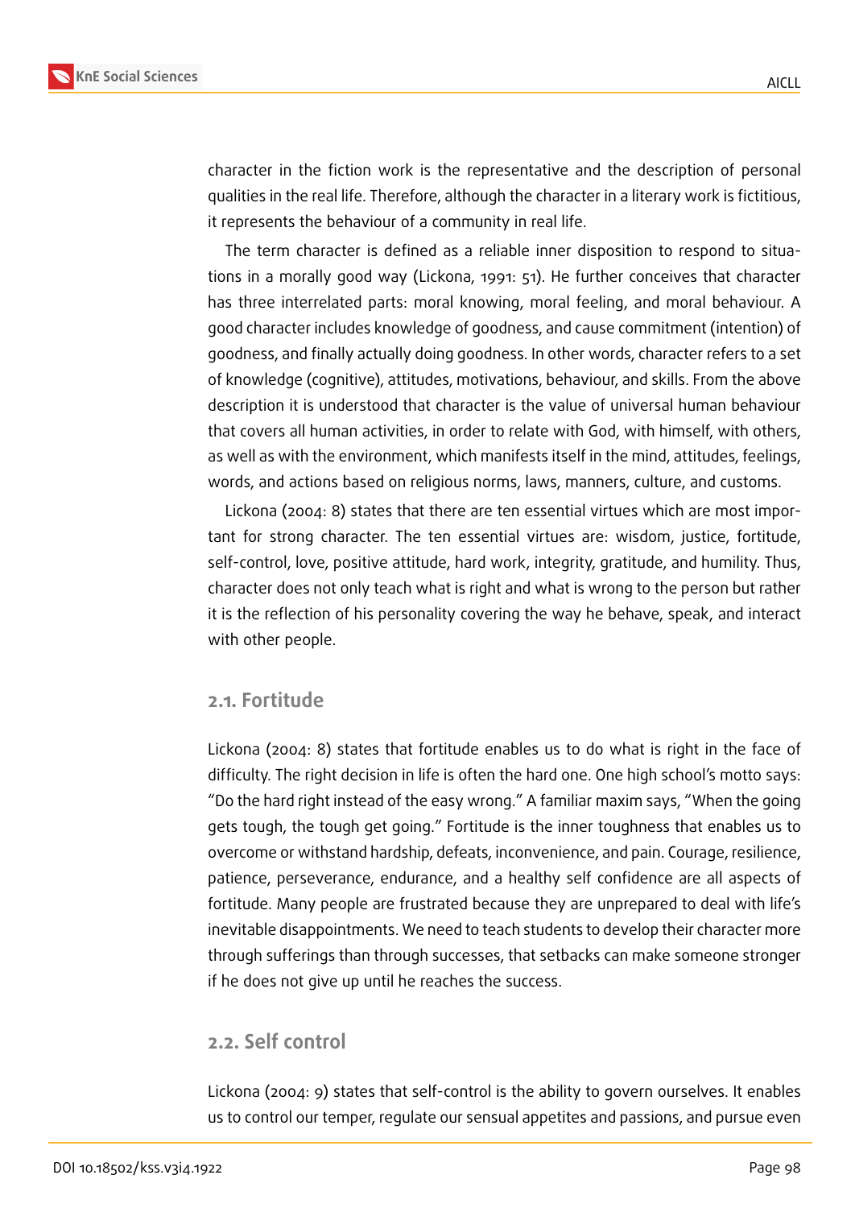character in the fiction work is the representative and the description of personal qualities in the real life. Therefore, although the character in a literary work is fictitious, it represents the behaviour of a community in real life.

The term character is defined as a reliable inner disposition to respond to situations in a morally good way (Lickona, 1991: 51). He further conceives that character has three interrelated parts: moral knowing, moral feeling, and moral behaviour. A good character includes knowledge of goodness, and cause commitment (intention) of goodness, and finally actually doing goodness. In other words, character refers to a set of knowledge (cognitive), attitudes, motivations, behaviour, and skills. From the above description it is understood that character is the value of universal human behaviour that covers all human activities, in order to relate with God, with himself, with others, as well as with the environment, which manifests itself in the mind, attitudes, feelings, words, and actions based on religious norms, laws, manners, culture, and customs.

Lickona (2004: 8) states that there are ten essential virtues which are most important for strong character. The ten essential virtues are: wisdom, justice, fortitude, self-control, love, positive attitude, hard work, integrity, gratitude, and humility. Thus, character does not only teach what is right and what is wrong to the person but rather it is the reflection of his personality covering the way he behave, speak, and interact with other people.

## 2.1. Fortitude

Lickona (2004: 8) states that fortitude enables us to do what is right in the face of difficulty. The right decision in life is often the hard one. One high school's motto says: "Do the hard right instead of the easy wrong." A familiar maxim says, "When the going gets tough, the tough get going." Fortitude is the inner toughness that enables us to overcome or withstand hardship, defeats, inconvenience, and pain. Courage, resilience, patience, perseverance, endurance, and a healthy self confidence are all aspects of fortitude. Many people are frustrated because they are unprepared to deal with life's inevitable disappointments. We need to teach students to develop their character more through sufferings than through successes, that setbacks can make someone stronger if he does not give up until he reaches the success.

## 2.2. Self control

Lickona (2004: 9) states that self-control is the ability to govern ourselves. It enables us to control our temper, regulate our sensual appetites and passions, and pursue even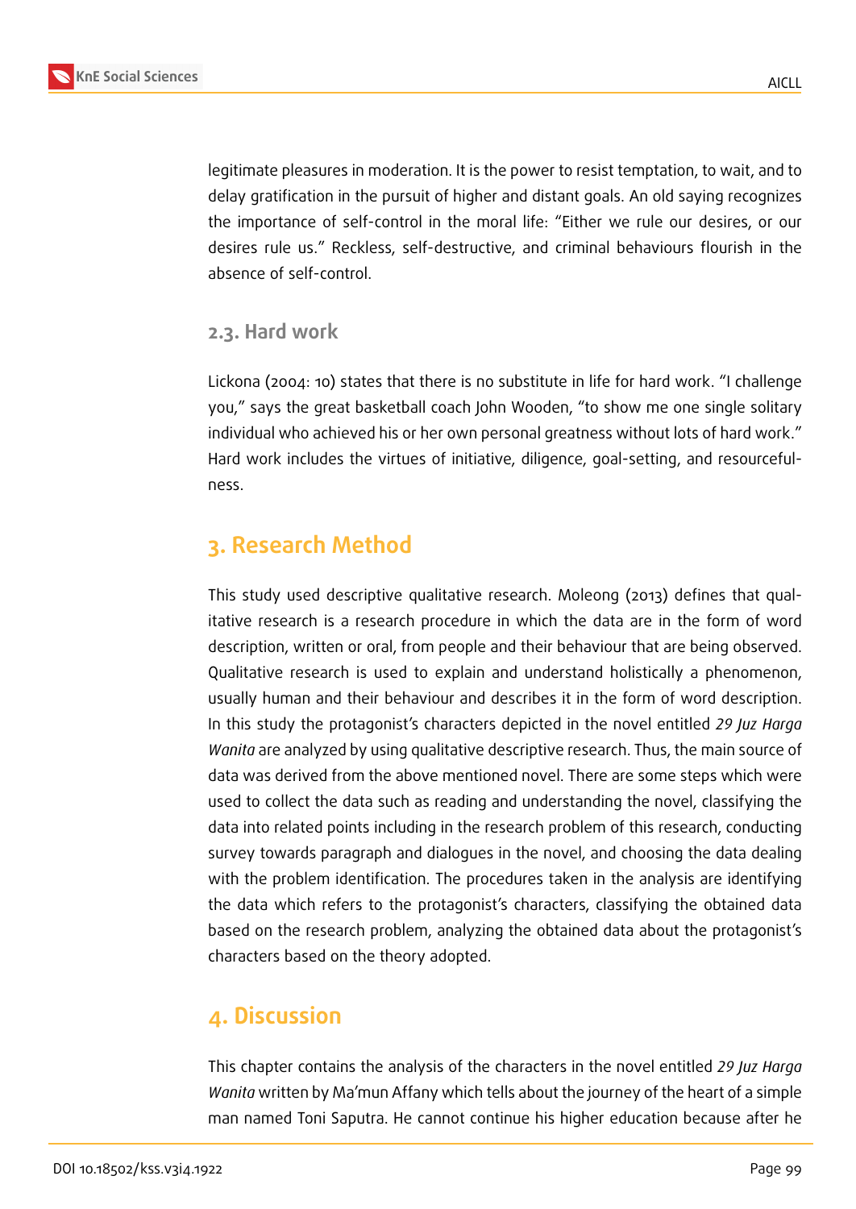legitimate pleasures in moderation. It is the power to resist temptation, to wait, and to delay gratification in the pursuit of higher and distant goals. An old saying recognizes the importance of self-control in the moral life: "Either we rule our desires, or our desires rule us." Reckless, self-destructive, and criminal behaviours flourish in the absence of self-control.

### 2.3. Hard work

Lickona (2004: 10) states that there is no substitute in life for hard work. "I challenge you," says the great basketball coach John Wooden, "to show me one single solitary individual who achieved his or her own personal greatness without lots of hard work." Hard work includes the virtues of initiative, diligence, goal-setting, and resourcefulness.

## 3. Research Method

This study used descriptive qualitative research. Moleong (2013) defines that qualitative research is a research procedure in which the data are in the form of word description, written or oral, from people and their behaviour that are being observed. Qualitative research is used to explain and understand holistically a phenomenon, usually human and their behaviour and describes it in the form of word description. In this study the protagonist's characters depicted in the novel entitled *29 Juz Harga Wanita* are analyzed by using qualitative descriptive research. Thus, the main source of data was derived from the above mentioned novel. There are some steps which were used to collect the data such as reading and understanding the novel, classifying the data into related points including in the research problem of this research, conducting survey towards paragraph and dialogues in the novel, and choosing the data dealing with the problem identification. The procedures taken in the analysis are identifying the data which refers to the protagonist's characters, classifying the obtained data based on the research problem, analyzing the obtained data about the protagonist's characters based on the theory adopted.

## 4. Discussion

This chapter contains the analysis of the characters in the novel entitled *29 Juz Harga Wanita* written by Ma'mun Affany which tells about the journey of the heart of a simple man named Toni Saputra. He cannot continue his higher education because after he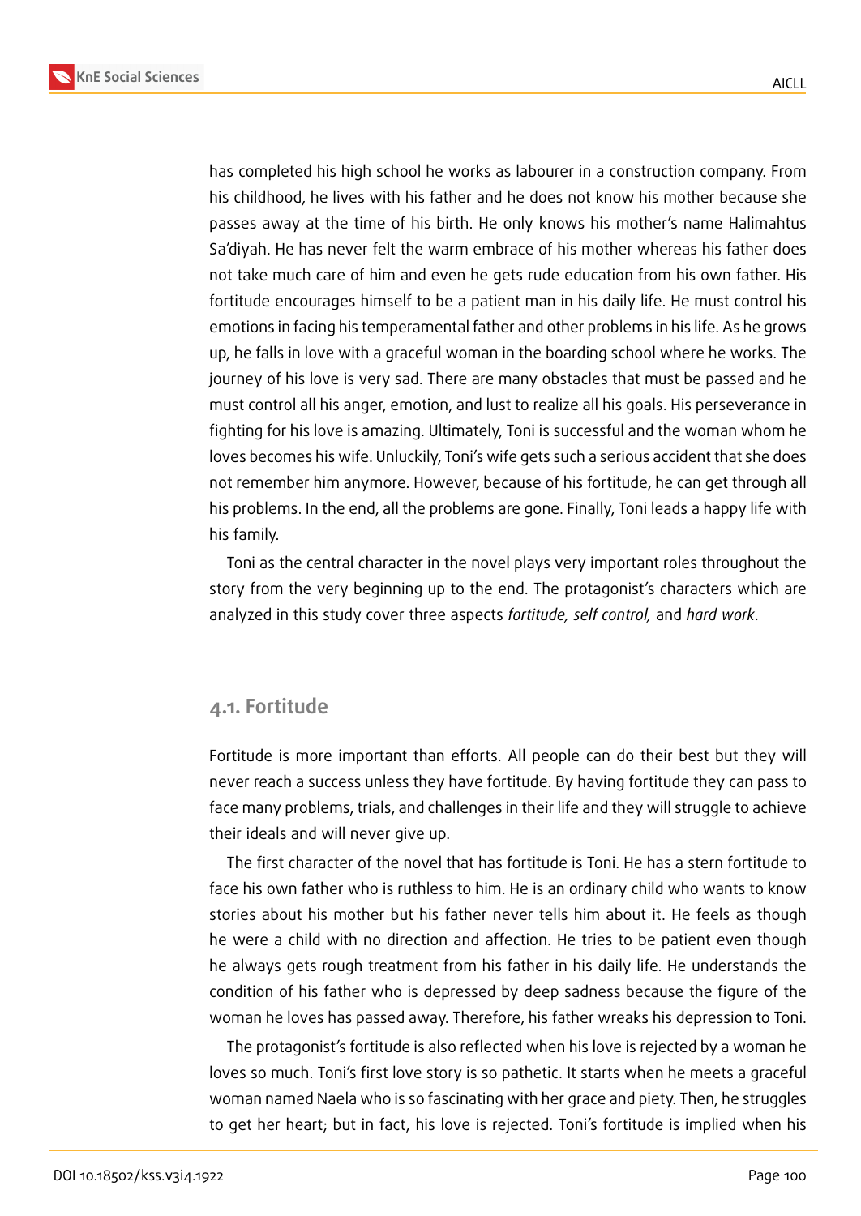has completed his high school he works as labourer in a construction company. From his childhood, he lives with his father and he does not know his mother because she passes away at the time of his birth. He only knows his mother's name Halimahtus Sa'diyah. He has never felt the warm embrace of his mother whereas his father does not take much care of him and even he gets rude education from his own father. His fortitude encourages himself to be a patient man in his daily life. He must control his emotions in facing his temperamental father and other problems in his life. As he grows up, he falls in love with a graceful woman in the boarding school where he works. The journey of his love is very sad. There are many obstacles that must be passed and he must control all his anger, emotion, and lust to realize all his goals. His perseverance in fighting for his love is amazing. Ultimately, Toni is successful and the woman whom he loves becomes his wife. Unluckily, Toni's wife gets such a serious accident that she does not remember him anymore. However, because of his fortitude, he can get through all his problems. In the end, all the problems are gone. Finally, Toni leads a happy life with his family.

Toni as the central character in the novel plays very important roles throughout the story from the very beginning up to the end. The protagonist's characters which are analyzed in this study cover three aspects *fortitude, self control,* and *hard work*.

### 4.1. Fortitude

Fortitude is more important than efforts. All people can do their best but they will never reach a success unless they have fortitude. By having fortitude they can pass to face many problems, trials, and challenges in their life and they will struggle to achieve their ideals and will never give up.

The first character of the novel that has fortitude is Toni. He has a stern fortitude to face his own father who is ruthless to him. He is an ordinary child who wants to know stories about his mother but his father never tells him about it. He feels as though he were a child with no direction and affection. He tries to be patient even though he always gets rough treatment from his father in his daily life. He understands the condition of his father who is depressed by deep sadness because the figure of the woman he loves has passed away. Therefore, his father wreaks his depression to Toni.

The protagonist's fortitude is also reflected when his love is rejected by a woman he loves so much. Toni's first love story is so pathetic. It starts when he meets a graceful woman named Naela who is so fascinating with her grace and piety. Then, he struggles to get her heart; but in fact, his love is rejected. Toni's fortitude is implied when his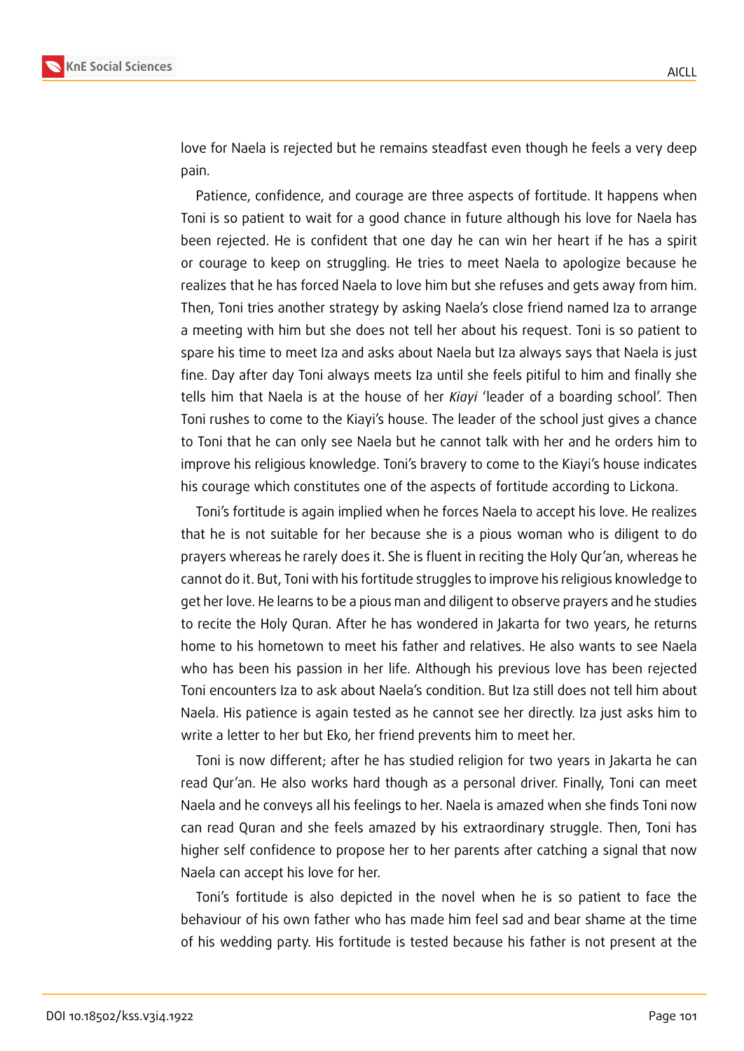love for Naela is rejected but he remains steadfast even though he feels a very deep pain.

Patience, confidence, and courage are three aspects of fortitude. It happens when Toni is so patient to wait for a good chance in future although his love for Naela has been rejected. He is confident that one day he can win her heart if he has a spirit or courage to keep on struggling. He tries to meet Naela to apologize because he realizes that he has forced Naela to love him but she refuses and gets away from him. Then, Toni tries another strategy by asking Naela's close friend named Iza to arrange a meeting with him but she does not tell her about his request. Toni is so patient to spare his time to meet Iza and asks about Naela but Iza always says that Naela is just fine. Day after day Toni always meets Iza until she feels pitiful to him and finally she tells him that Naela is at the house of her *Kiayi* 'leader of a boarding school'. Then Toni rushes to come to the Kiayi's house. The leader of the school just gives a chance to Toni that he can only see Naela but he cannot talk with her and he orders him to improve his religious knowledge. Toni's bravery to come to the Kiayi's house indicates his courage which constitutes one of the aspects of fortitude according to Lickona.

Toni's fortitude is again implied when he forces Naela to accept his love. He realizes that he is not suitable for her because she is a pious woman who is diligent to do prayers whereas he rarely does it. She is fluent in reciting the Holy Qur'an, whereas he cannot do it. But, Toni with his fortitude struggles to improve his religious knowledge to get her love. He learns to be a pious man and diligent to observe prayers and he studies to recite the Holy Quran. After he has wondered in Jakarta for two years, he returns home to his hometown to meet his father and relatives. He also wants to see Naela who has been his passion in her life. Although his previous love has been rejected Toni encounters Iza to ask about Naela's condition. But Iza still does not tell him about Naela. His patience is again tested as he cannot see her directly. Iza just asks him to write a letter to her but Eko, her friend prevents him to meet her.

Toni is now different; after he has studied religion for two years in Jakarta he can read Qur'an. He also works hard though as a personal driver. Finally, Toni can meet Naela and he conveys all his feelings to her. Naela is amazed when she finds Toni now can read Quran and she feels amazed by his extraordinary struggle. Then, Toni has higher self confidence to propose her to her parents after catching a signal that now Naela can accept his love for her.

Toni's fortitude is also depicted in the novel when he is so patient to face the behaviour of his own father who has made him feel sad and bear shame at the time of his wedding party. His fortitude is tested because his father is not present at the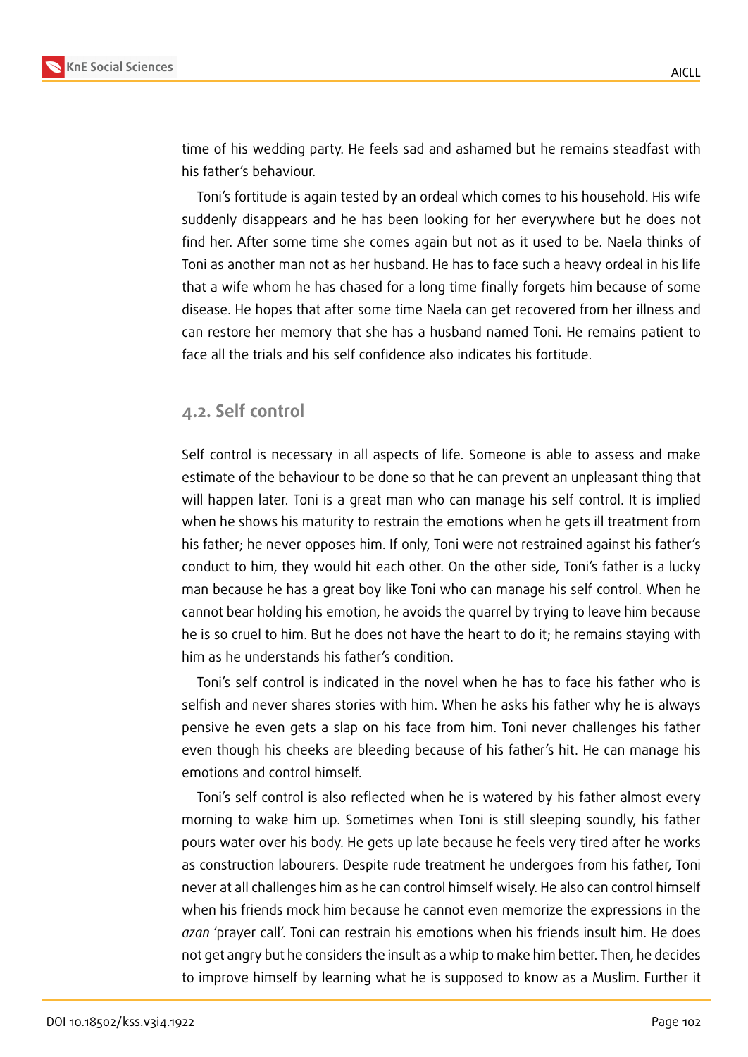time of his wedding party. He feels sad and ashamed but he remains steadfast with his father's behaviour.

Toni's fortitude is again tested by an ordeal which comes to his household. His wife suddenly disappears and he has been looking for her everywhere but he does not find her. After some time she comes again but not as it used to be. Naela thinks of Toni as another man not as her husband. He has to face such a heavy ordeal in his life that a wife whom he has chased for a long time finally forgets him because of some disease. He hopes that after some time Naela can get recovered from her illness and can restore her memory that she has a husband named Toni. He remains patient to face all the trials and his self confidence also indicates his fortitude.

### 4.2. Self control

Self control is necessary in all aspects of life. Someone is able to assess and make estimate of the behaviour to be done so that he can prevent an unpleasant thing that will happen later. Toni is a great man who can manage his self control. It is implied when he shows his maturity to restrain the emotions when he gets ill treatment from his father; he never opposes him. If only, Toni were not restrained against his father's conduct to him, they would hit each other. On the other side, Toni's father is a lucky man because he has a great boy like Toni who can manage his self control. When he cannot bear holding his emotion, he avoids the quarrel by trying to leave him because he is so cruel to him. But he does not have the heart to do it; he remains staying with him as he understands his father's condition.

Toni's self control is indicated in the novel when he has to face his father who is selfish and never shares stories with him. When he asks his father why he is always pensive he even gets a slap on his face from him. Toni never challenges his father even though his cheeks are bleeding because of his father's hit. He can manage his emotions and control himself.

Toni's self control is also reflected when he is watered by his father almost every morning to wake him up. Sometimes when Toni is still sleeping soundly, his father pours water over his body. He gets up late because he feels very tired after he works as construction labourers. Despite rude treatment he undergoes from his father, Toni never at all challenges him as he can control himself wisely. He also can control himself when his friends mock him because he cannot even memorize the expressions in the *azan* 'prayer call'. Toni can restrain his emotions when his friends insult him. He does not get angry but he considers the insult as a whip to make him better. Then, he decides to improve himself by learning what he is supposed to know as a Muslim. Further it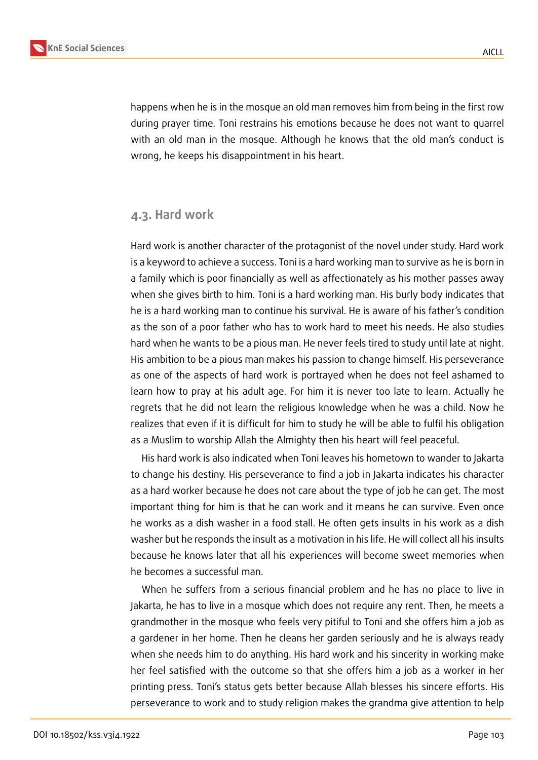happens when he is in the mosque an old man removes him from being in the first row during prayer time. Toni restrains his emotions because he does not want to quarrel with an old man in the mosque. Although he knows that the old man's conduct is wrong, he keeps his disappointment in his heart.

### 4.3. Hard work

Hard work is another character of the protagonist of the novel under study. Hard work is a keyword to achieve a success. Toni is a hard working man to survive as he is born in a family which is poor financially as well as affectionately as his mother passes away when she gives birth to him. Toni is a hard working man. His burly body indicates that he is a hard working man to continue his survival. He is aware of his father's condition as the son of a poor father who has to work hard to meet his needs. He also studies hard when he wants to be a pious man. He never feels tired to study until late at night. His ambition to be a pious man makes his passion to change himself. His perseverance as one of the aspects of hard work is portrayed when he does not feel ashamed to learn how to pray at his adult age. For him it is never too late to learn. Actually he regrets that he did not learn the religious knowledge when he was a child. Now he realizes that even if it is difficult for him to study he will be able to fulfil his obligation as a Muslim to worship Allah the Almighty then his heart will feel peaceful.

His hard work is also indicated when Toni leaves his hometown to wander to Jakarta to change his destiny. His perseverance to find a job in Jakarta indicates his character as a hard worker because he does not care about the type of job he can get. The most important thing for him is that he can work and it means he can survive. Even once he works as a dish washer in a food stall. He often gets insults in his work as a dish washer but he responds the insult as a motivation in his life. He will collect all his insults because he knows later that all his experiences will become sweet memories when he becomes a successful man.

When he suffers from a serious financial problem and he has no place to live in Jakarta, he has to live in a mosque which does not require any rent. Then, he meets a grandmother in the mosque who feels very pitiful to Toni and she offers him a job as a gardener in her home. Then he cleans her garden seriously and he is always ready when she needs him to do anything. His hard work and his sincerity in working make her feel satisfied with the outcome so that she offers him a job as a worker in her printing press. Toni's status gets better because Allah blesses his sincere efforts. His perseverance to work and to study religion makes the grandma give attention to help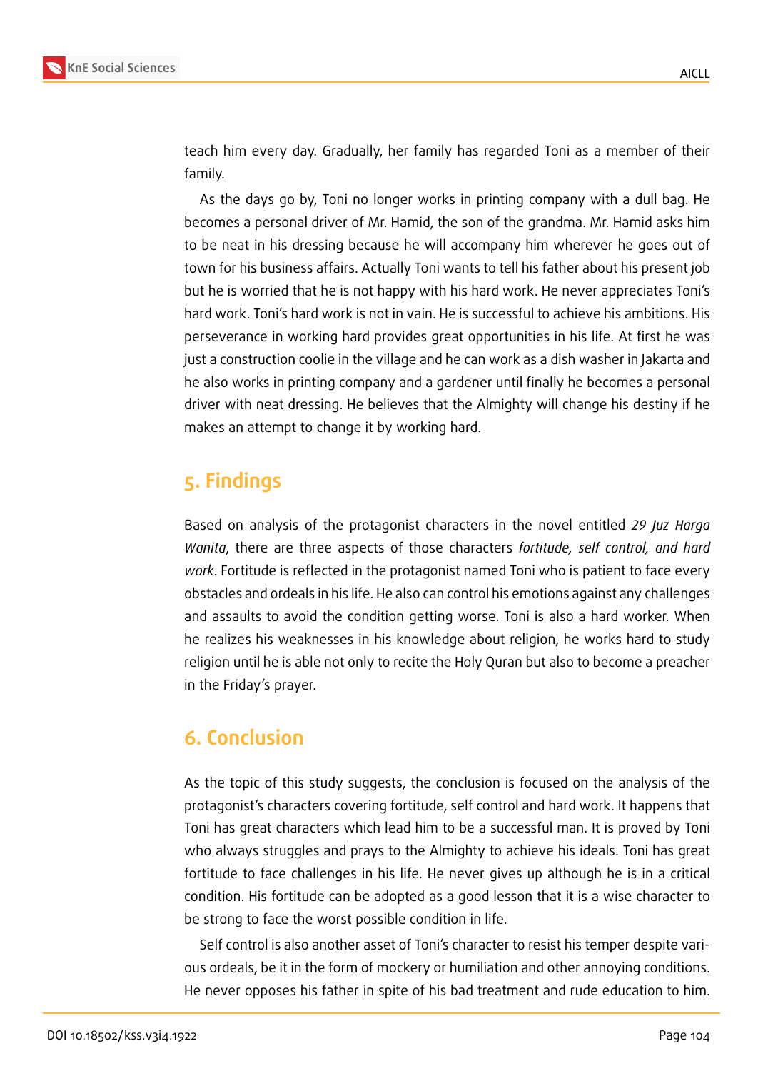teach him every day. Gradually, her family has regarded Toni as a member of their family.

As the days go by, Toni no longer works in printing company with a dull bag. He becomes a personal driver of Mr. Hamid, the son of the grandma. Mr. Hamid asks him to be neat in his dressing because he will accompany him wherever he goes out of town for his business affairs. Actually Toni wants to tell his father about his present job but he is worried that he is not happy with his hard work. He never appreciates Toni's hard work. Toni's hard work is not in vain. He is successful to achieve his ambitions. His perseverance in working hard provides great opportunities in his life. At first he was just a construction coolie in the village and he can work as a dish washer in Jakarta and he also works in printing company and a gardener until finally he becomes a personal driver with neat dressing. He believes that the Almighty will change his destiny if he makes an attempt to change it by working hard.

## 5. Findings

Based on analysis of the protagonist characters in the novel entitled *29 Juz Harga Wanita*, there are three aspects of those characters *fortitude, self control, and hard work*. Fortitude is reflected in the protagonist named Toni who is patient to face every obstacles and ordeals in his life. He also can control his emotions against any challenges and assaults to avoid the condition getting worse. Toni is also a hard worker. When he realizes his weaknesses in his knowledge about religion, he works hard to study religion until he is able not only to recite the Holy Quran but also to become a preacher in the Friday's prayer.

## 6. Conclusion

As the topic of this study suggests, the conclusion is focused on the analysis of the protagonist's characters covering fortitude, self control and hard work. It happens that Toni has great characters which lead him to be a successful man. It is proved by Toni who always struggles and prays to the Almighty to achieve his ideals. Toni has great fortitude to face challenges in his life. He never gives up although he is in a critical condition. His fortitude can be adopted as a good lesson that it is a wise character to be strong to face the worst possible condition in life.

Self control is also another asset of Toni's character to resist his temper despite various ordeals, be it in the form of mockery or humiliation and other annoying conditions. He never opposes his father in spite of his bad treatment and rude education to him.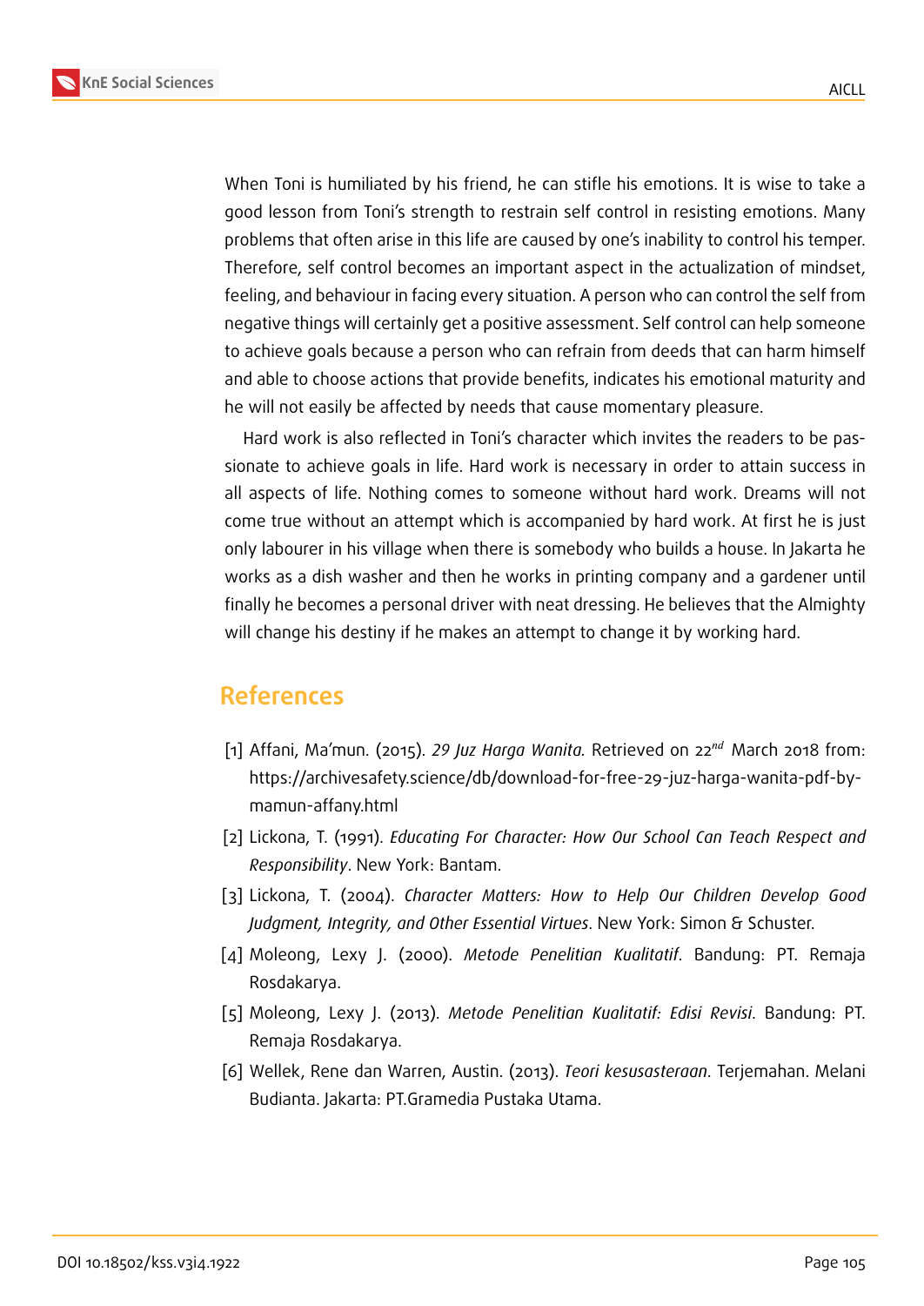When Toni is humiliated by his friend, he can stifle his emotions. It is wise to take a good lesson from Toni's strength to restrain self control in resisting emotions. Many problems that often arise in this life are caused by one's inability to control his temper. Therefore, self control becomes an important aspect in the actualization of mindset, feeling, and behaviour in facing every situation. A person who can control the self from negative things will certainly get a positive assessment. Self control can help someone to achieve goals because a person who can refrain from deeds that can harm himself and able to choose actions that provide benefits, indicates his emotional maturity and he will not easily be affected by needs that cause momentary pleasure.

Hard work is also reflected in Toni's character which invites the readers to be passionate to achieve goals in life. Hard work is necessary in order to attain success in all aspects of life. Nothing comes to someone without hard work. Dreams will not come true without an attempt which is accompanied by hard work. At first he is just only labourer in his village when there is somebody who builds a house. In Jakarta he works as a dish washer and then he works in printing company and a gardener until finally he becomes a personal driver with neat dressing. He believes that the Almighty will change his destiny if he makes an attempt to change it by working hard.

## References

[1] Affani, Ma'mun. (2015). *29 Juz Harga Wanita.* Retrieved on 22$^{nd}$ March 2018 from: https://archivesafety.science/db/download-for-free-29-juz-harga-wanita-pdf-by-mamun-affany.html

[2] Lickona, T. (1991). *Educating For Character: How Our School Can Teach Respect and Responsibility*. New York: Bantam.

[3] Lickona, T. (2004). *Character Matters: How to Help Our Children Develop Good Judgment, Integrity, and Other Essential Virtues*. New York: Simon & Schuster.

[4] Moleong, Lexy J. (2000). *Metode Penelitian Kualitatif*. Bandung: PT. Remaja Rosdakarya.

[5] Moleong, Lexy J. (2013). *Metode Penelitian Kualitatif: Edisi Revisi*. Bandung: PT. Remaja Rosdakarya.

[6] Wellek, Rene dan Warren, Austin. (2013). *Teori kesusasteraan*. Terjemahan. Melani Budianta. Jakarta: PT.Gramedia Pustaka Utama.